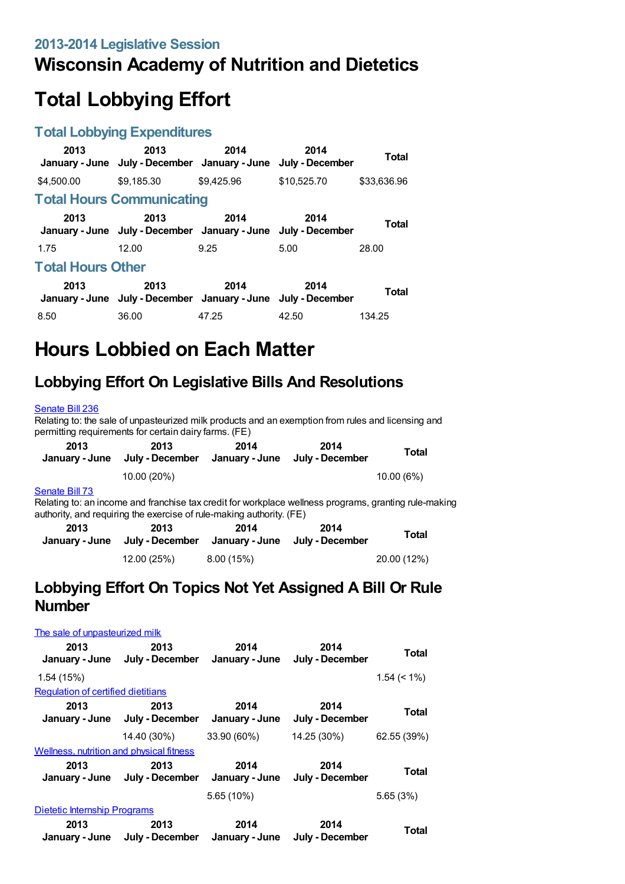## 2013-2014 Legislative Session

# Wisconsin Academy of Nutrition and Dietetics

# Total Lobbying Effort

### Total Lobbying Expenditures

| 2013 January - June | 2013 July - December | 2014 January - June | 2014 July - December | Total |
|---|---|---|---|---|
| $4,500.00 | $9,185.30 | $9,425.96 | $10,525.70 | $33,636.96 |

### Total Hours Communicating

| 2013 January - June | 2013 July - December | 2014 January - June | 2014 July - December | Total |
|---|---|---|---|---|
| 1.75 | 12.00 | 9.25 | 5.00 | 28.00 |

### Total Hours Other

| 2013 January - June | 2013 July - December | 2014 January - June | 2014 July - December | Total |
|---|---|---|---|---|
| 8.50 | 36.00 | 47.25 | 42.50 | 134.25 |

# Hours Lobbied on Each Matter

## Lobbying Effort On Legislative Bills And Resolutions

Senate Bill 236

Relating to: the sale of unpasteurized milk products and an exemption from rules and licensing and permitting requirements for certain dairy farms. (FE)

| 2013 January - June | 2013 July - December | 2014 January - June | 2014 July - December | Total |
|---|---|---|---|---|
| | 10.00 (20%) | | | 10.00 (6%) |

Senate Bill 73

Relating to: an income and franchise tax credit for workplace wellness programs, granting rule-making authority, and requiring the exercise of rule-making authority. (FE)

| 2013 January - June | 2013 July - December | 2014 January - June | 2014 July - December | Total |
|---|---|---|---|---|
| | 12.00 (25%) | 8.00 (15%) | | 20.00 (12%) |

## Lobbying Effort On Topics Not Yet Assigned A Bill Or Rule Number

The sale of unpasteurized milk

| 2013 January - June | 2013 July - December | 2014 January - June | 2014 July - December | Total |
|---|---|---|---|---|
| 1.54 (15%) | | | | 1.54 (< 1%) |

Regulation of certified dietitians

| 2013 January - June | 2013 July - December | 2014 January - June | 2014 July - December | Total |
|---|---|---|---|---|
| | 14.40 (30%) | 33.90 (60%) | 14.25 (30%) | 62.55 (39%) |

Wellness, nutrition and physical fitness

| 2013 January - June | 2013 July - December | 2014 January - June | 2014 July - December | Total |
|---|---|---|---|---|
| | | 5.65 (10%) | | 5.65 (3%) |

Dietetic Internship Programs

| 2013 January - June | 2013 July - December | 2014 January - June | 2014 July - December | Total |
|---|---|---|---|---|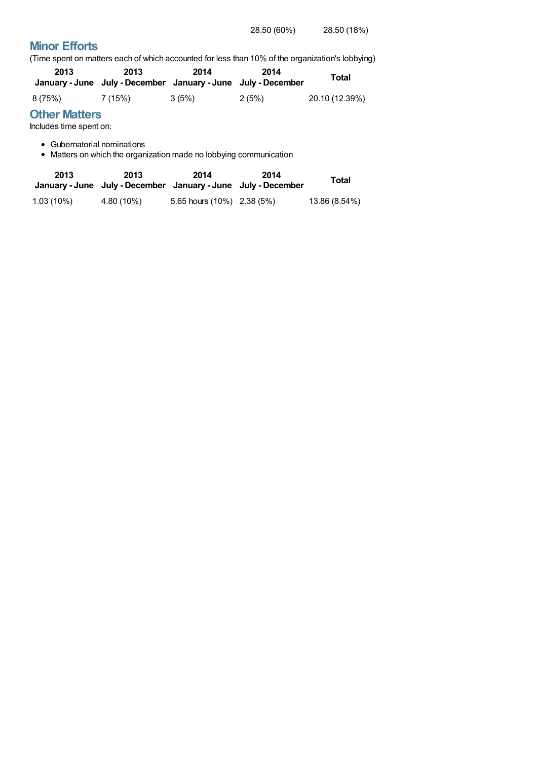| | | | | |
|---|---|---|---|---|
| | | | 28.50 (60%) | 28.50 (18%) |

## Minor Efforts

(Time spent on matters each of which accounted for less than 10% of the organization's lobbying)

| 2013 January - June | 2013 July - December | 2014 January - June | 2014 July - December | Total |
|---|---|---|---|---|
| 8 (75%) | 7 (15%) | 3 (5%) | 2 (5%) | 20.10 (12.39%) |

## Other Matters

Includes time spent on:

- Gubernatorial nominations
- Matters on which the organization made no lobbying communication

| 2013 January - June | 2013 July - December | 2014 January - June | 2014 July - December | Total |
|---|---|---|---|---|
| 1.03 (10%) | 4.80 (10%) | 5.65 hours (10%) | 2.38 (5%) | 13.86 (8.54%) |